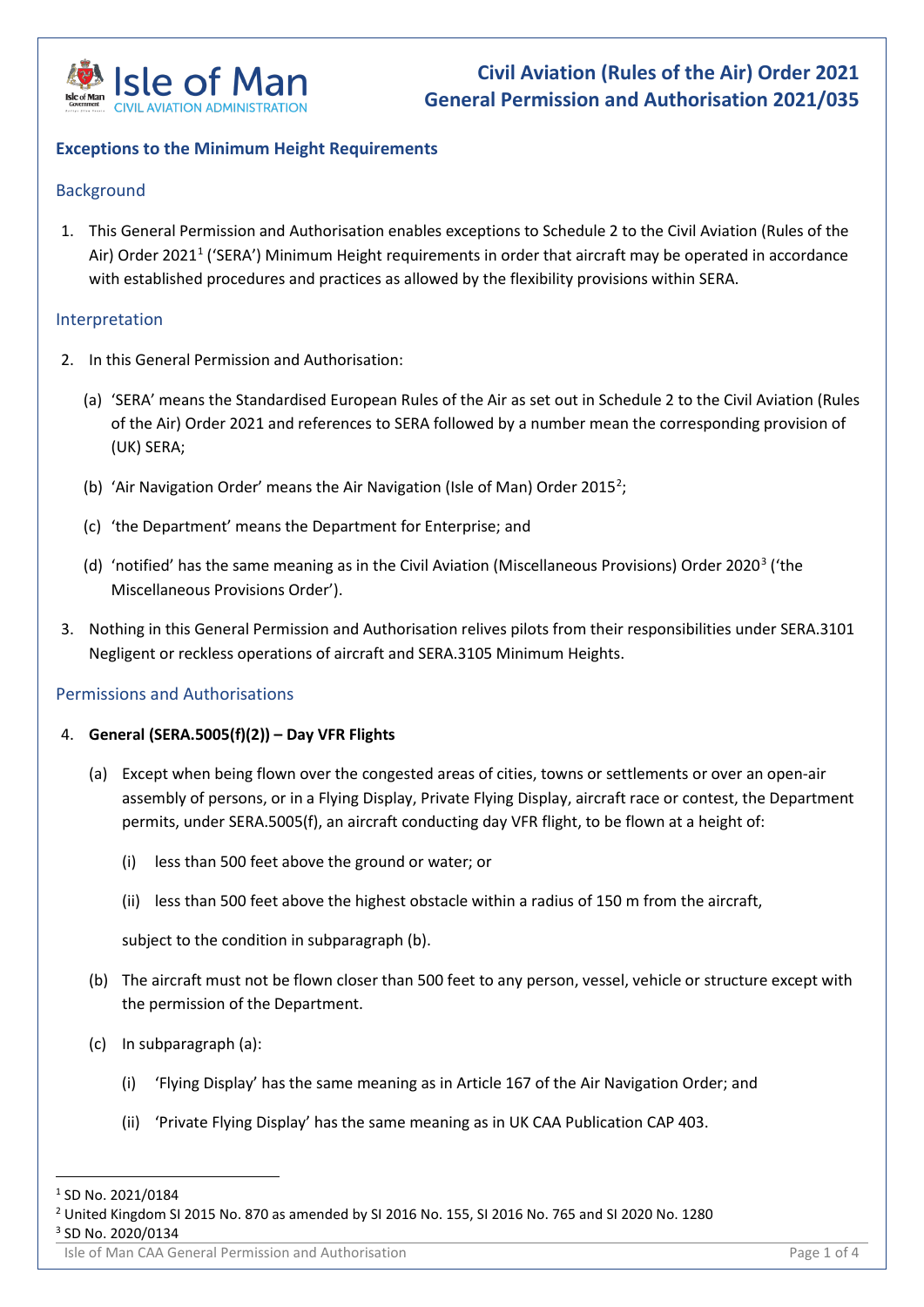# Civil Aviation (Rules of the Air) Order 2021
# General Permission and Authorisation 2021/035

## Exceptions to the Minimum Height Requirements

### Background

1. This General Permission and Authorisation enables exceptions to Schedule 2 to the Civil Aviation (Rules of the Air) Order 2021[1] ('SERA') Minimum Height requirements in order that aircraft may be operated in accordance with established procedures and practices as allowed by the flexibility provisions within SERA.

### Interpretation

2. In this General Permission and Authorisation:

   (a) 'SERA' means the Standardised European Rules of the Air as set out in Schedule 2 to the Civil Aviation (Rules of the Air) Order 2021 and references to SERA followed by a number mean the corresponding provision of (UK) SERA;

   (b) 'Air Navigation Order' means the Air Navigation (Isle of Man) Order 2015[2];

   (c) 'the Department' means the Department for Enterprise; and

   (d) 'notified' has the same meaning as in the Civil Aviation (Miscellaneous Provisions) Order 2020[3] ('the Miscellaneous Provisions Order').

3. Nothing in this General Permission and Authorisation relives pilots from their responsibilities under SERA.3101 Negligent or reckless operations of aircraft and SERA.3105 Minimum Heights.

### Permissions and Authorisations

4. **General (SERA.5005(f)(2)) – Day VFR Flights**

   (a) Except when being flown over the congested areas of cities, towns or settlements or over an open-air assembly of persons, or in a Flying Display, Private Flying Display, aircraft race or contest, the Department permits, under SERA.5005(f), an aircraft conducting day VFR flight, to be flown at a height of:

      (i) less than 500 feet above the ground or water; or

      (ii) less than 500 feet above the highest obstacle within a radius of 150 m from the aircraft,

      subject to the condition in subparagraph (b).

   (b) The aircraft must not be flown closer than 500 feet to any person, vessel, vehicle or structure except with the permission of the Department.

   (c) In subparagraph (a):

      (i) 'Flying Display' has the same meaning as in Article 167 of the Air Navigation Order; and

      (ii) 'Private Flying Display' has the same meaning as in UK CAA Publication CAP 403.

---

[1] SD No. 2021/0184
[2] United Kingdom SI 2015 No. 870 as amended by SI 2016 No. 155, SI 2016 No. 765 and SI 2020 No. 1280
[3] SD No. 2020/0134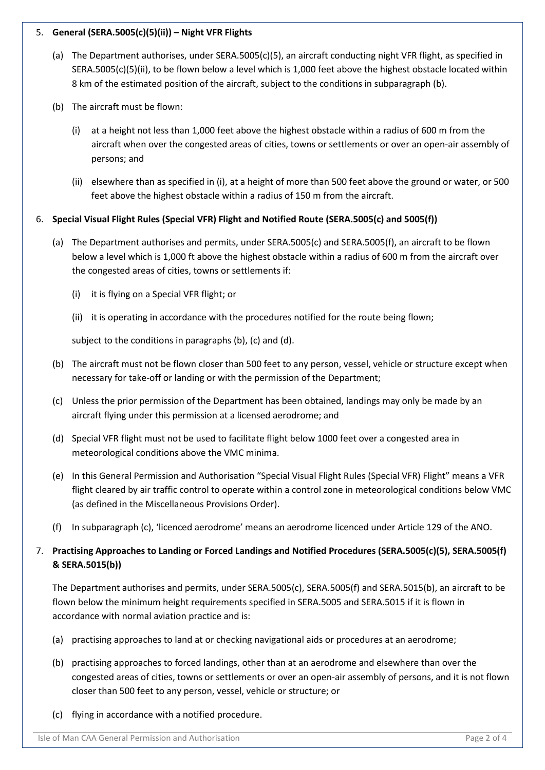5. **General (SERA.5005(c)(5)(ii)) – Night VFR Flights**

   (a) The Department authorises, under SERA.5005(c)(5), an aircraft conducting night VFR flight, as specified in SERA.5005(c)(5)(ii), to be flown below a level which is 1,000 feet above the highest obstacle located within 8 km of the estimated position of the aircraft, subject to the conditions in subparagraph (b).

   (b) The aircraft must be flown:

      (i) at a height not less than 1,000 feet above the highest obstacle within a radius of 600 m from the aircraft when over the congested areas of cities, towns or settlements or over an open-air assembly of persons; and

      (ii) elsewhere than as specified in (i), at a height of more than 500 feet above the ground or water, or 500 feet above the highest obstacle within a radius of 150 m from the aircraft.

6. **Special Visual Flight Rules (Special VFR) Flight and Notified Route (SERA.5005(c) and 5005(f))**

   (a) The Department authorises and permits, under SERA.5005(c) and SERA.5005(f), an aircraft to be flown below a level which is 1,000 ft above the highest obstacle within a radius of 600 m from the aircraft over the congested areas of cities, towns or settlements if:

      (i) it is flying on a Special VFR flight; or

      (ii) it is operating in accordance with the procedures notified for the route being flown;

   subject to the conditions in paragraphs (b), (c) and (d).

   (b) The aircraft must not be flown closer than 500 feet to any person, vessel, vehicle or structure except when necessary for take-off or landing or with the permission of the Department;

   (c) Unless the prior permission of the Department has been obtained, landings may only be made by an aircraft flying under this permission at a licensed aerodrome; and

   (d) Special VFR flight must not be used to facilitate flight below 1000 feet over a congested area in meteorological conditions above the VMC minima.

   (e) In this General Permission and Authorisation "Special Visual Flight Rules (Special VFR) Flight" means a VFR flight cleared by air traffic control to operate within a control zone in meteorological conditions below VMC (as defined in the Miscellaneous Provisions Order).

   (f) In subparagraph (c), 'licenced aerodrome' means an aerodrome licenced under Article 129 of the ANO.

7. **Practising Approaches to Landing or Forced Landings and Notified Procedures (SERA.5005(c)(5), SERA.5005(f) & SERA.5015(b))**

   The Department authorises and permits, under SERA.5005(c), SERA.5005(f) and SERA.5015(b), an aircraft to be flown below the minimum height requirements specified in SERA.5005 and SERA.5015 if it is flown in accordance with normal aviation practice and is:

   (a) practising approaches to land at or checking navigational aids or procedures at an aerodrome;

   (b) practising approaches to forced landings, other than at an aerodrome and elsewhere than over the congested areas of cities, towns or settlements or over an open-air assembly of persons, and it is not flown closer than 500 feet to any person, vessel, vehicle or structure; or

   (c) flying in accordance with a notified procedure.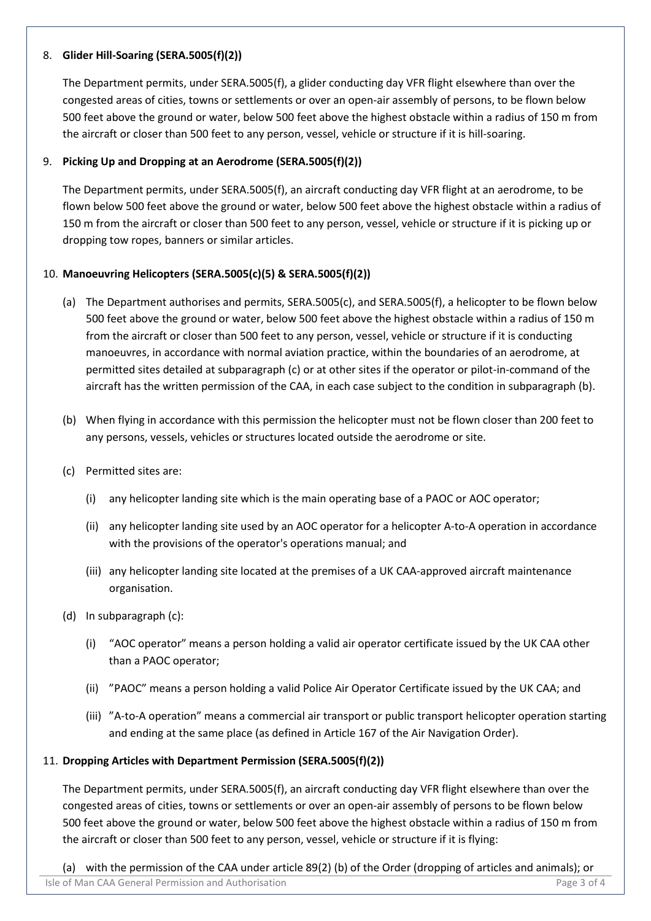8. **Glider Hill-Soaring (SERA.5005(f)(2))**

   The Department permits, under SERA.5005(f), a glider conducting day VFR flight elsewhere than over the congested areas of cities, towns or settlements or over an open-air assembly of persons, to be flown below 500 feet above the ground or water, below 500 feet above the highest obstacle within a radius of 150 m from the aircraft or closer than 500 feet to any person, vessel, vehicle or structure if it is hill-soaring.

9. **Picking Up and Dropping at an Aerodrome (SERA.5005(f)(2))**

   The Department permits, under SERA.5005(f), an aircraft conducting day VFR flight at an aerodrome, to be flown below 500 feet above the ground or water, below 500 feet above the highest obstacle within a radius of 150 m from the aircraft or closer than 500 feet to any person, vessel, vehicle or structure if it is picking up or dropping tow ropes, banners or similar articles.

10. **Manoeuvring Helicopters (SERA.5005(c)(5) & SERA.5005(f)(2))**

    (a) The Department authorises and permits, SERA.5005(c), and SERA.5005(f), a helicopter to be flown below 500 feet above the ground or water, below 500 feet above the highest obstacle within a radius of 150 m from the aircraft or closer than 500 feet to any person, vessel, vehicle or structure if it is conducting manoeuvres, in accordance with normal aviation practice, within the boundaries of an aerodrome, at permitted sites detailed at subparagraph (c) or at other sites if the operator or pilot-in-command of the aircraft has the written permission of the CAA, in each case subject to the condition in subparagraph (b).

    (b) When flying in accordance with this permission the helicopter must not be flown closer than 200 feet to any persons, vessels, vehicles or structures located outside the aerodrome or site.

    (c) Permitted sites are:

       (i) any helicopter landing site which is the main operating base of a PAOC or AOC operator;

       (ii) any helicopter landing site used by an AOC operator for a helicopter A-to-A operation in accordance with the provisions of the operator's operations manual; and

       (iii) any helicopter landing site located at the premises of a UK CAA-approved aircraft maintenance organisation.

    (d) In subparagraph (c):

       (i) "AOC operator" means a person holding a valid air operator certificate issued by the UK CAA other than a PAOC operator;

       (ii) "PAOC" means a person holding a valid Police Air Operator Certificate issued by the UK CAA; and

       (iii) "A-to-A operation" means a commercial air transport or public transport helicopter operation starting and ending at the same place (as defined in Article 167 of the Air Navigation Order).

11. **Dropping Articles with Department Permission (SERA.5005(f)(2))**

    The Department permits, under SERA.5005(f), an aircraft conducting day VFR flight elsewhere than over the congested areas of cities, towns or settlements or over an open-air assembly of persons to be flown below 500 feet above the ground or water, below 500 feet above the highest obstacle within a radius of 150 m from the aircraft or closer than 500 feet to any person, vessel, vehicle or structure if it is flying:

    (a) with the permission of the CAA under article 89(2) (b) of the Order (dropping of articles and animals); or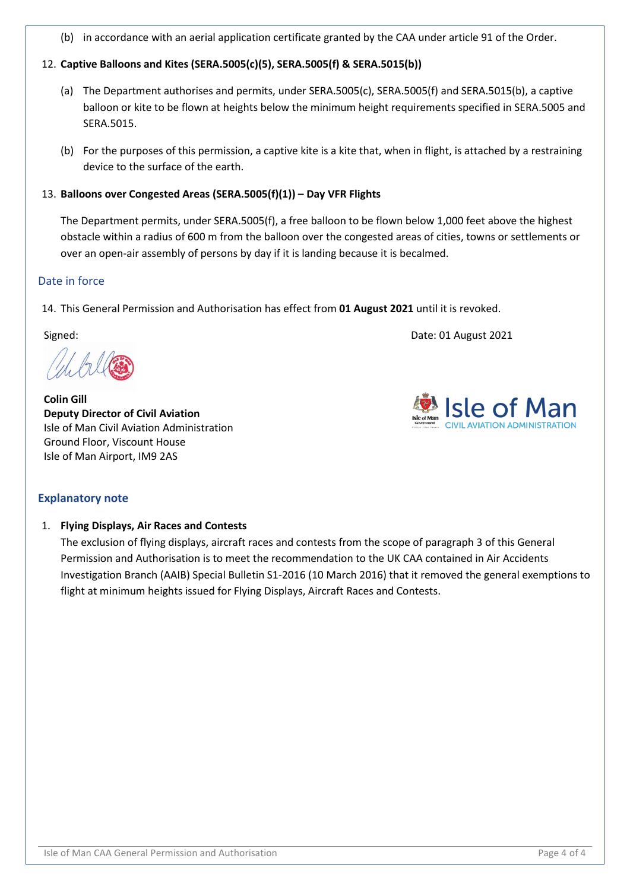(b) in accordance with an aerial application certificate granted by the CAA under article 91 of the Order.

12. **Captive Balloons and Kites (SERA.5005(c)(5), SERA.5005(f) & SERA.5015(b))**

    (a) The Department authorises and permits, under SERA.5005(c), SERA.5005(f) and SERA.5015(b), a captive balloon or kite to be flown at heights below the minimum height requirements specified in SERA.5005 and SERA.5015.

    (b) For the purposes of this permission, a captive kite is a kite that, when in flight, is attached by a restraining device to the surface of the earth.

13. **Balloons over Congested Areas (SERA.5005(f)(1)) – Day VFR Flights**

    The Department permits, under SERA.5005(f), a free balloon to be flown below 1,000 feet above the highest obstacle within a radius of 600 m from the balloon over the congested areas of cities, towns or settlements or over an open-air assembly of persons by day if it is landing because it is becalmed.

## Date in force

14. This General Permission and Authorisation has effect from **01 August 2021** until it is revoked.

Signed:

Date: 01 August 2021

**Colin Gill**
**Deputy Director of Civil Aviation**
Isle of Man Civil Aviation Administration
Ground Floor, Viscount House
Isle of Man Airport, IM9 2AS

Isle of Man
CIVIL AVIATION ADMINISTRATION

## Explanatory note

1. **Flying Displays, Air Races and Contests**
   The exclusion of flying displays, aircraft races and contests from the scope of paragraph 3 of this General Permission and Authorisation is to meet the recommendation to the UK CAA contained in Air Accidents Investigation Branch (AAIB) Special Bulletin S1-2016 (10 March 2016) that it removed the general exemptions to flight at minimum heights issued for Flying Displays, Aircraft Races and Contests.